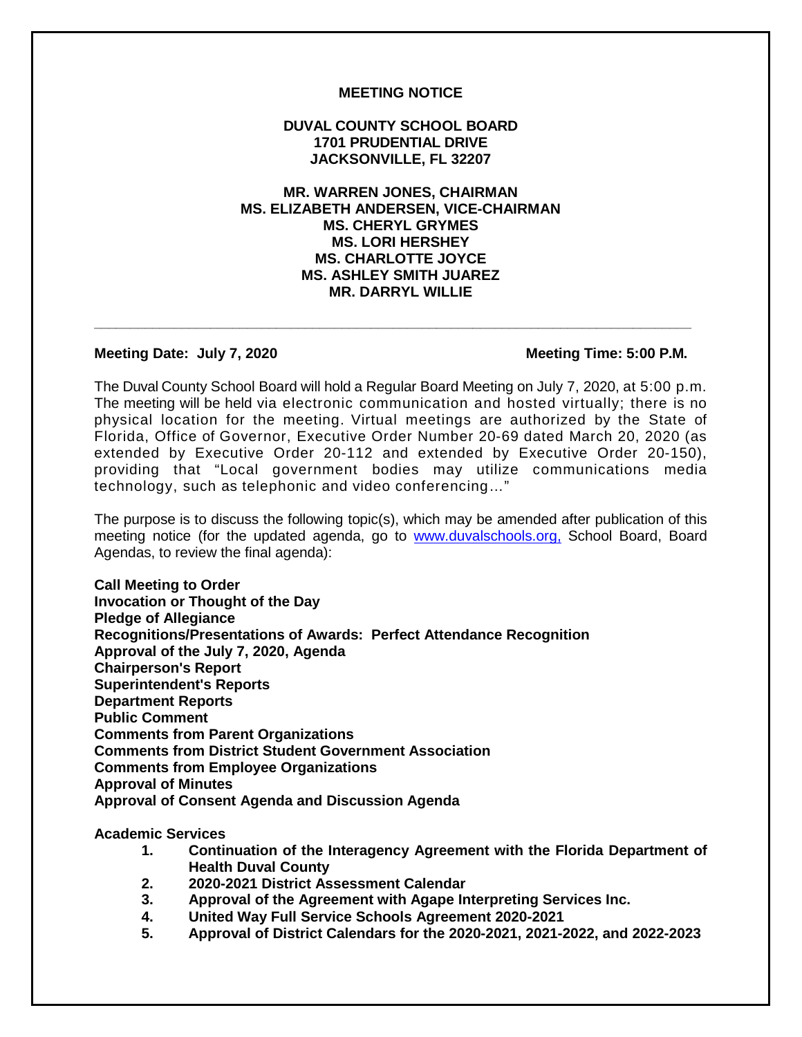**MEETING NOTICE**

**DUVAL COUNTY SCHOOL BOARD**
**1701 PRUDENTIAL DRIVE**
**JACKSONVILLE, FL 32207**

**MR. WARREN JONES, CHAIRMAN**
**MS. ELIZABETH ANDERSEN, VICE-CHAIRMAN**
**MS. CHERYL GRYMES**
**MS. LORI HERSHEY**
**MS. CHARLOTTE JOYCE**
**MS. ASHLEY SMITH JUAREZ**
**MR. DARRYL WILLIE**

---

**Meeting Date: July 7, 2020** **Meeting Time: 5:00 P.M.**

The Duval County School Board will hold a Regular Board Meeting on July 7, 2020, at 5:00 p.m. The meeting will be held via electronic communication and hosted virtually; there is no physical location for the meeting. Virtual meetings are authorized by the State of Florida, Office of Governor, Executive Order Number 20-69 dated March 20, 2020 (as extended by Executive Order 20-112 and extended by Executive Order 20-150), providing that "Local government bodies may utilize communications media technology, such as telephonic and video conferencing…"

The purpose is to discuss the following topic(s), which may be amended after publication of this meeting notice (for the updated agenda, go to www.duvalschools.org, School Board, Board Agendas, to review the final agenda):

**Call Meeting to Order**
**Invocation or Thought of the Day**
**Pledge of Allegiance**
**Recognitions/Presentations of Awards: Perfect Attendance Recognition**
**Approval of the July 7, 2020, Agenda**
**Chairperson's Report**
**Superintendent's Reports**
**Department Reports**
**Public Comment**
**Comments from Parent Organizations**
**Comments from District Student Government Association**
**Comments from Employee Organizations**
**Approval of Minutes**
**Approval of Consent Agenda and Discussion Agenda**

**Academic Services**

1. **Continuation of the Interagency Agreement with the Florida Department of Health Duval County**
2. **2020-2021 District Assessment Calendar**
3. **Approval of the Agreement with Agape Interpreting Services Inc.**
4. **United Way Full Service Schools Agreement 2020-2021**
5. **Approval of District Calendars for the 2020-2021, 2021-2022, and 2022-2023**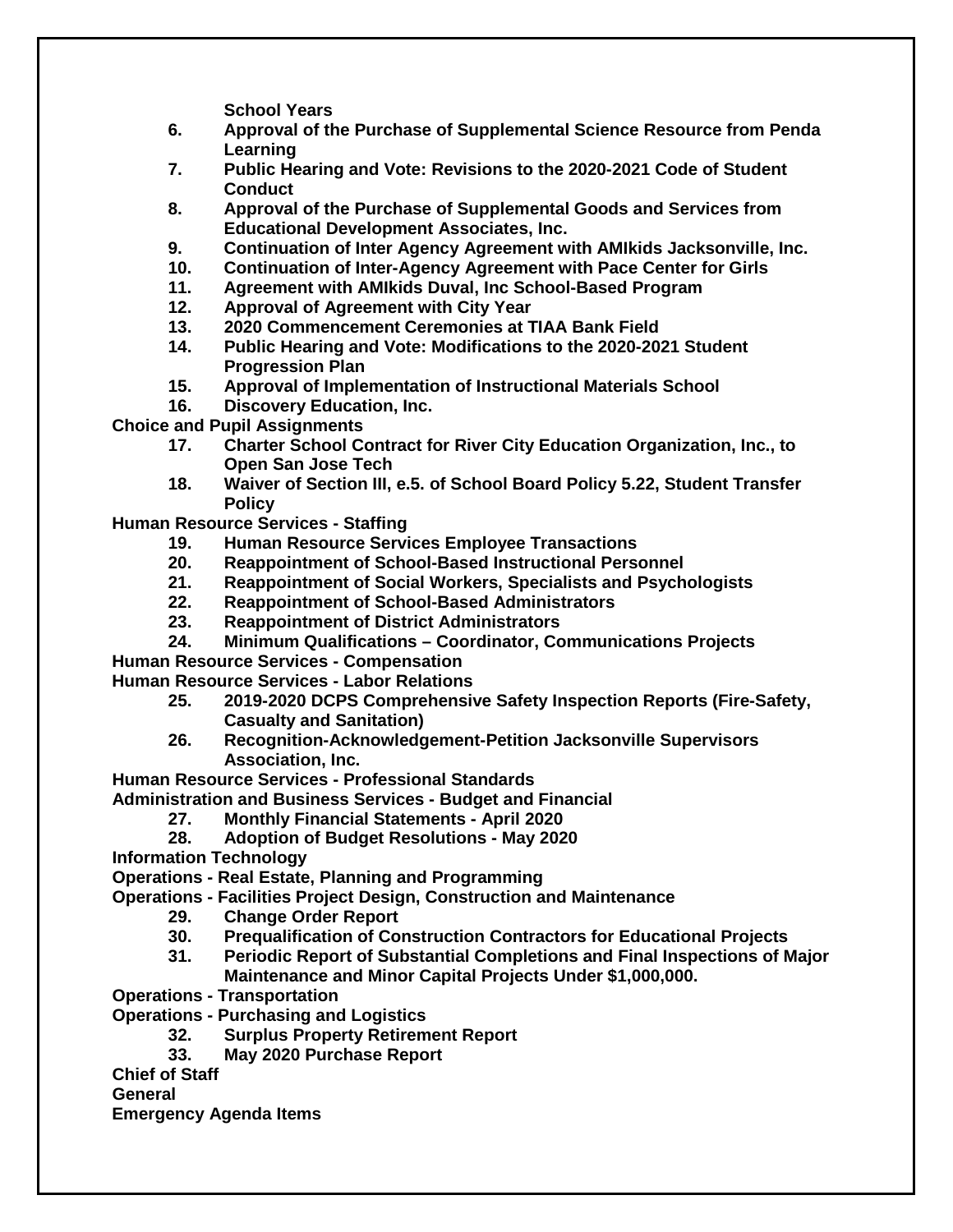School Years

6. **Approval of the Purchase of Supplemental Science Resource from Penda Learning**
7. **Public Hearing and Vote: Revisions to the 2020-2021 Code of Student Conduct**
8. **Approval of the Purchase of Supplemental Goods and Services from Educational Development Associates, Inc.**
9. **Continuation of Inter Agency Agreement with AMIkids Jacksonville, Inc.**
10. **Continuation of Inter-Agency Agreement with Pace Center for Girls**
11. **Agreement with AMIkids Duval, Inc School-Based Program**
12. **Approval of Agreement with City Year**
13. **2020 Commencement Ceremonies at TIAA Bank Field**
14. **Public Hearing and Vote: Modifications to the 2020-2021 Student Progression Plan**
15. **Approval of Implementation of Instructional Materials School**
16. **Discovery Education, Inc.**

**Choice and Pupil Assignments**

17. **Charter School Contract for River City Education Organization, Inc., to Open San Jose Tech**
18. **Waiver of Section III, e.5. of School Board Policy 5.22, Student Transfer Policy**

**Human Resource Services - Staffing**

19. **Human Resource Services Employee Transactions**
20. **Reappointment of School-Based Instructional Personnel**
21. **Reappointment of Social Workers, Specialists and Psychologists**
22. **Reappointment of School-Based Administrators**
23. **Reappointment of District Administrators**
24. **Minimum Qualifications – Coordinator, Communications Projects**

**Human Resource Services - Compensation**

**Human Resource Services - Labor Relations**

25. **2019-2020 DCPS Comprehensive Safety Inspection Reports (Fire-Safety, Casualty and Sanitation)**
26. **Recognition-Acknowledgement-Petition Jacksonville Supervisors Association, Inc.**

**Human Resource Services - Professional Standards**

**Administration and Business Services - Budget and Financial**

27. **Monthly Financial Statements - April 2020**
28. **Adoption of Budget Resolutions - May 2020**

**Information Technology**

**Operations - Real Estate, Planning and Programming**

**Operations - Facilities Project Design, Construction and Maintenance**

29. **Change Order Report**
30. **Prequalification of Construction Contractors for Educational Projects**
31. **Periodic Report of Substantial Completions and Final Inspections of Major Maintenance and Minor Capital Projects Under $1,000,000.**

**Operations - Transportation**

**Operations - Purchasing and Logistics**

32. **Surplus Property Retirement Report**
33. **May 2020 Purchase Report**

**Chief of Staff**

**General**

**Emergency Agenda Items**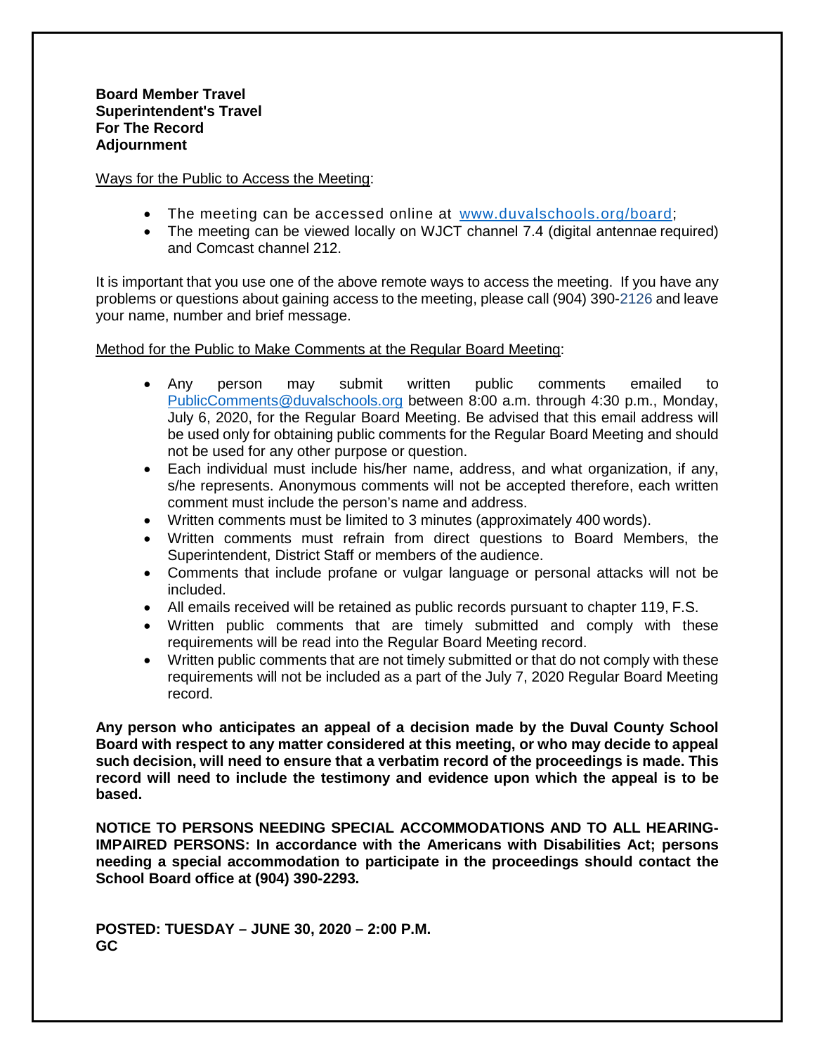**Board Member Travel**
**Superintendent's Travel**
**For The Record**
**Adjournment**

<u>Ways for the Public to Access the Meeting</u>:

- The meeting can be accessed online at [www.duvalschools.org/board](http://www.duvalschools.org/board);
- The meeting can be viewed locally on WJCT channel 7.4 (digital antennae required) and Comcast channel 212.

It is important that you use one of the above remote ways to access the meeting. If you have any problems or questions about gaining access to the meeting, please call (904) 390-2126 and leave your name, number and brief message.

<u>Method for the Public to Make Comments at the Regular Board Meeting</u>:

- Any person may submit written public comments emailed to [PublicComments@duvalschools.org](mailto:PublicComments@duvalschools.org) between 8:00 a.m. through 4:30 p.m., Monday, July 6, 2020, for the Regular Board Meeting. Be advised that this email address will be used only for obtaining public comments for the Regular Board Meeting and should not be used for any other purpose or question.
- Each individual must include his/her name, address, and what organization, if any, s/he represents. Anonymous comments will not be accepted therefore, each written comment must include the person's name and address.
- Written comments must be limited to 3 minutes (approximately 400 words).
- Written comments must refrain from direct questions to Board Members, the Superintendent, District Staff or members of the audience.
- Comments that include profane or vulgar language or personal attacks will not be included.
- All emails received will be retained as public records pursuant to chapter 119, F.S.
- Written public comments that are timely submitted and comply with these requirements will be read into the Regular Board Meeting record.
- Written public comments that are not timely submitted or that do not comply with these requirements will not be included as a part of the July 7, 2020 Regular Board Meeting record.

**Any person who anticipates an appeal of a decision made by the Duval County School Board with respect to any matter considered at this meeting, or who may decide to appeal such decision, will need to ensure that a verbatim record of the proceedings is made. This record will need to include the testimony and evidence upon which the appeal is to be based.**

**NOTICE TO PERSONS NEEDING SPECIAL ACCOMMODATIONS AND TO ALL HEARING-IMPAIRED PERSONS: In accordance with the Americans with Disabilities Act; persons needing a special accommodation to participate in the proceedings should contact the School Board office at (904) 390-2293.**

**POSTED: TUESDAY – JUNE 30, 2020 – 2:00 P.M.**
**GC**